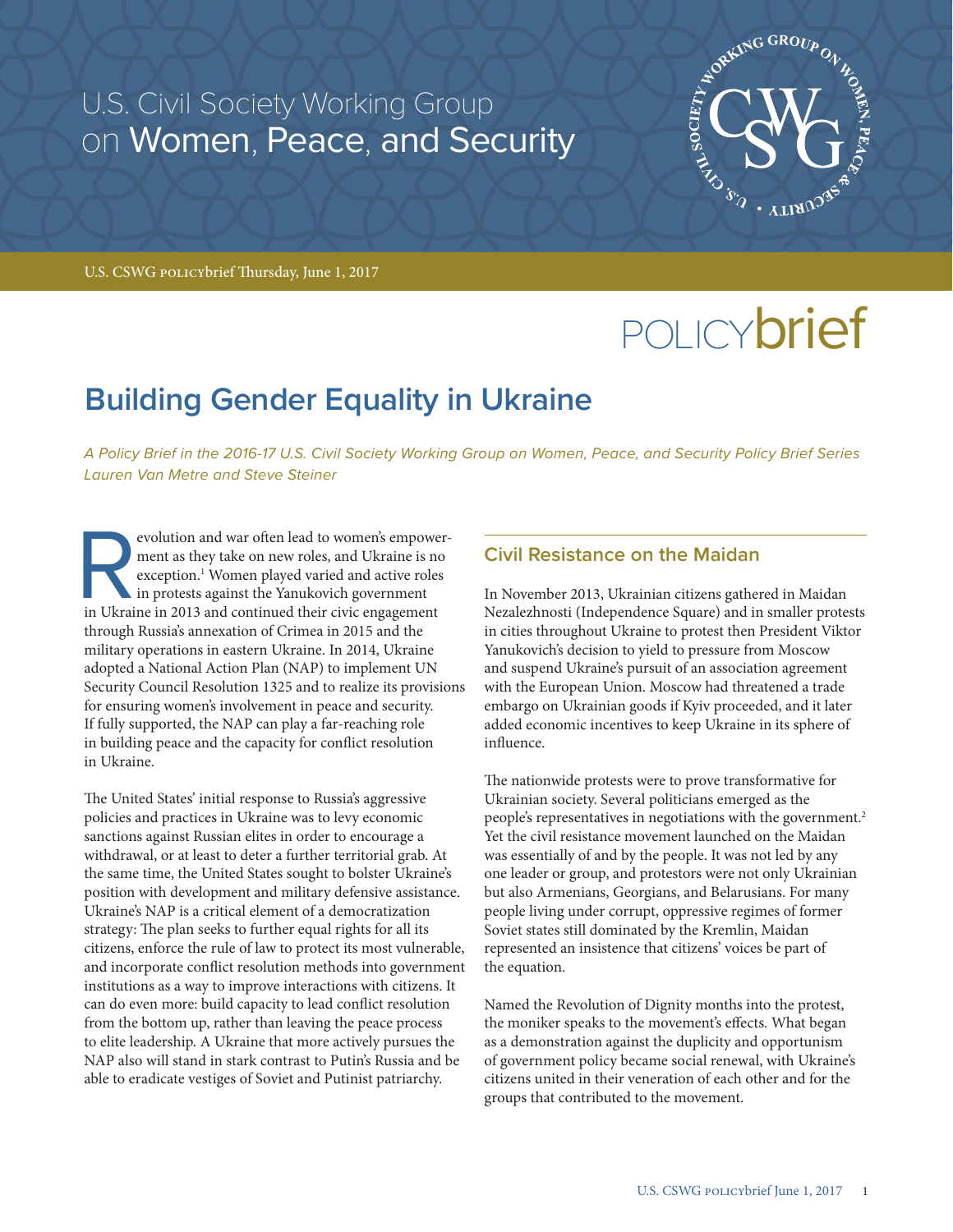U.S. Civil Society Working Group on Women, Peace, and Security

U.S. CSWG POLICYbrief Thursday, June 1, 2017

POLICYbrief

# Building Gender Equality in Ukraine

*A Policy Brief in the 2016-17 U.S. Civil Society Working Group on Women, Peace, and Security Policy Brief Series*
*Lauren Van Metre and Steve Steiner*

Revolution and war often lead to women's empowerment as they take on new roles, and Ukraine is no exception.[1] Women played varied and active roles in protests against the Yanukovich government in Ukraine in 2013 and continued their civic engagement through Russia's annexation of Crimea in 2015 and the military operations in eastern Ukraine. In 2014, Ukraine adopted a National Action Plan (NAP) to implement UN Security Council Resolution 1325 and to realize its provisions for ensuring women's involvement in peace and security. If fully supported, the NAP can play a far-reaching role in building peace and the capacity for conflict resolution in Ukraine.

The United States' initial response to Russia's aggressive policies and practices in Ukraine was to levy economic sanctions against Russian elites in order to encourage a withdrawal, or at least to deter a further territorial grab. At the same time, the United States sought to bolster Ukraine's position with development and military defensive assistance. Ukraine's NAP is a critical element of a democratization strategy: The plan seeks to further equal rights for all its citizens, enforce the rule of law to protect its most vulnerable, and incorporate conflict resolution methods into government institutions as a way to improve interactions with citizens. It can do even more: build capacity to lead conflict resolution from the bottom up, rather than leaving the peace process to elite leadership. A Ukraine that more actively pursues the NAP also will stand in stark contrast to Putin's Russia and be able to eradicate vestiges of Soviet and Putinist patriarchy.

## Civil Resistance on the Maidan

In November 2013, Ukrainian citizens gathered in Maidan Nezalezhnosti (Independence Square) and in smaller protests in cities throughout Ukraine to protest then President Viktor Yanukovich's decision to yield to pressure from Moscow and suspend Ukraine's pursuit of an association agreement with the European Union. Moscow had threatened a trade embargo on Ukrainian goods if Kyiv proceeded, and it later added economic incentives to keep Ukraine in its sphere of influence.

The nationwide protests were to prove transformative for Ukrainian society. Several politicians emerged as the people's representatives in negotiations with the government.[2] Yet the civil resistance movement launched on the Maidan was essentially of and by the people. It was not led by any one leader or group, and protestors were not only Ukrainian but also Armenians, Georgians, and Belarusians. For many people living under corrupt, oppressive regimes of former Soviet states still dominated by the Kremlin, Maidan represented an insistence that citizens' voices be part of the equation.

Named the Revolution of Dignity months into the protest, the moniker speaks to the movement's effects. What began as a demonstration against the duplicity and opportunism of government policy became social renewal, with Ukraine's citizens united in their veneration of each other and for the groups that contributed to the movement.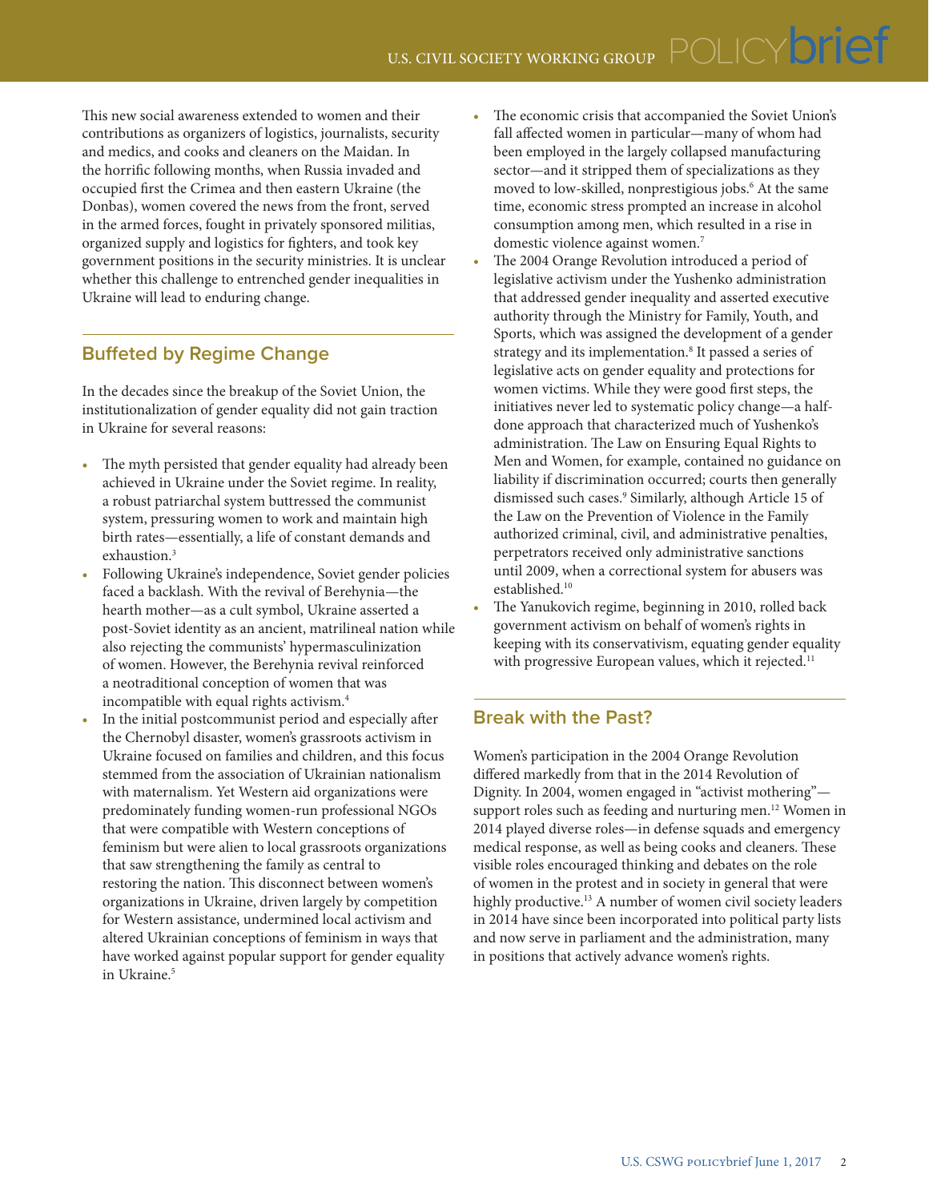This new social awareness extended to women and their contributions as organizers of logistics, journalists, security and medics, and cooks and cleaners on the Maidan. In the horrific following months, when Russia invaded and occupied first the Crimea and then eastern Ukraine (the Donbas), women covered the news from the front, served in the armed forces, fought in privately sponsored militias, organized supply and logistics for fighters, and took key government positions in the security ministries. It is unclear whether this challenge to entrenched gender inequalities in Ukraine will lead to enduring change.

## Buffeted by Regime Change

In the decades since the breakup of the Soviet Union, the institutionalization of gender equality did not gain traction in Ukraine for several reasons:

- The myth persisted that gender equality had already been achieved in Ukraine under the Soviet regime. In reality, a robust patriarchal system buttressed the communist system, pressuring women to work and maintain high birth rates—essentially, a life of constant demands and exhaustion.[3]
- Following Ukraine's independence, Soviet gender policies faced a backlash. With the revival of Berehynia—the hearth mother—as a cult symbol, Ukraine asserted a post-Soviet identity as an ancient, matrilineal nation while also rejecting the communists' hypermasculinization of women. However, the Berehynia revival reinforced a neotraditional conception of women that was incompatible with equal rights activism.[4]
- In the initial postcommunist period and especially after the Chernobyl disaster, women's grassroots activism in Ukraine focused on families and children, and this focus stemmed from the association of Ukrainian nationalism with maternalism. Yet Western aid organizations were predominately funding women-run professional NGOs that were compatible with Western conceptions of feminism but were alien to local grassroots organizations that saw strengthening the family as central to restoring the nation. This disconnect between women's organizations in Ukraine, driven largely by competition for Western assistance, undermined local activism and altered Ukrainian conceptions of feminism in ways that have worked against popular support for gender equality in Ukraine.[5]
- The economic crisis that accompanied the Soviet Union's fall affected women in particular—many of whom had been employed in the largely collapsed manufacturing sector—and it stripped them of specializations as they moved to low-skilled, nonprestigious jobs.[6] At the same time, economic stress prompted an increase in alcohol consumption among men, which resulted in a rise in domestic violence against women.[7]
- The 2004 Orange Revolution introduced a period of legislative activism under the Yushenko administration that addressed gender inequality and asserted executive authority through the Ministry for Family, Youth, and Sports, which was assigned the development of a gender strategy and its implementation.[8] It passed a series of legislative acts on gender equality and protections for women victims. While they were good first steps, the initiatives never led to systematic policy change—a half-done approach that characterized much of Yushenko's administration. The Law on Ensuring Equal Rights to Men and Women, for example, contained no guidance on liability if discrimination occurred; courts then generally dismissed such cases.[9] Similarly, although Article 15 of the Law on the Prevention of Violence in the Family authorized criminal, civil, and administrative penalties, perpetrators received only administrative sanctions until 2009, when a correctional system for abusers was established.[10]
- The Yanukovich regime, beginning in 2010, rolled back government activism on behalf of women's rights in keeping with its conservativism, equating gender equality with progressive European values, which it rejected.[11]

## Break with the Past?

Women's participation in the 2004 Orange Revolution differed markedly from that in the 2014 Revolution of Dignity. In 2004, women engaged in "activist mothering"—support roles such as feeding and nurturing men.[12] Women in 2014 played diverse roles—in defense squads and emergency medical response, as well as being cooks and cleaners. These visible roles encouraged thinking and debates on the role of women in the protest and in society in general that were highly productive.[13] A number of women civil society leaders in 2014 have since been incorporated into political party lists and now serve in parliament and the administration, many in positions that actively advance women's rights.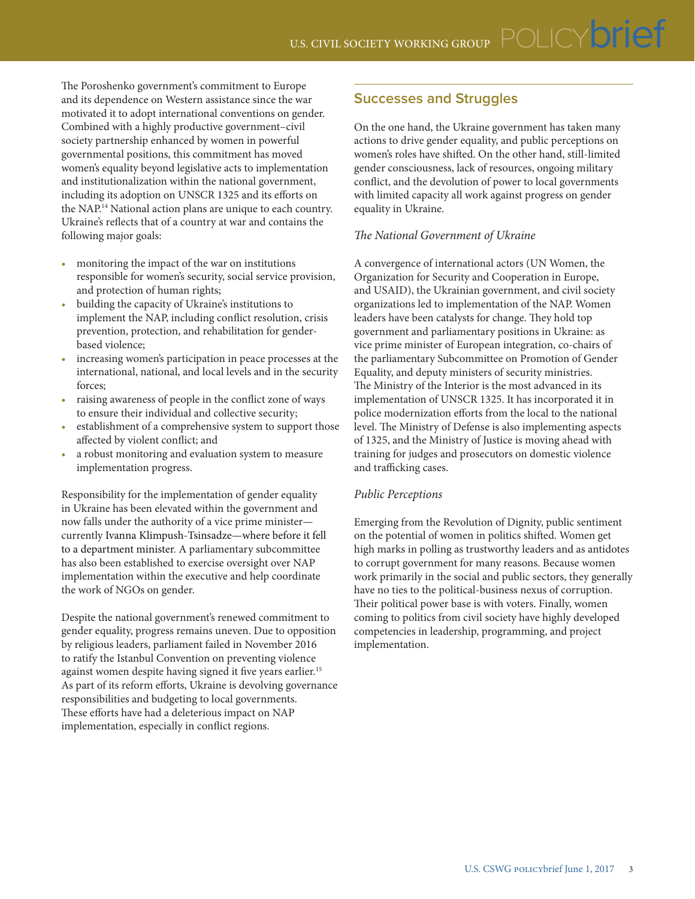The Poroshenko government's commitment to Europe and its dependence on Western assistance since the war motivated it to adopt international conventions on gender. Combined with a highly productive government–civil society partnership enhanced by women in powerful governmental positions, this commitment has moved women's equality beyond legislative acts to implementation and institutionalization within the national government, including its adoption on UNSCR 1325 and its efforts on the NAP.[14] National action plans are unique to each country. Ukraine's reflects that of a country at war and contains the following major goals:

- monitoring the impact of the war on institutions responsible for women's security, social service provision, and protection of human rights;
- building the capacity of Ukraine's institutions to implement the NAP, including conflict resolution, crisis prevention, protection, and rehabilitation for gender-based violence;
- increasing women's participation in peace processes at the international, national, and local levels and in the security forces;
- raising awareness of people in the conflict zone of ways to ensure their individual and collective security;
- establishment of a comprehensive system to support those affected by violent conflict; and
- a robust monitoring and evaluation system to measure implementation progress.

Responsibility for the implementation of gender equality in Ukraine has been elevated within the government and now falls under the authority of a vice prime minister—currently Ivanna Klimpush-Tsinsadze—where before it fell to a department minister. A parliamentary subcommittee has also been established to exercise oversight over NAP implementation within the executive and help coordinate the work of NGOs on gender.

Despite the national government's renewed commitment to gender equality, progress remains uneven. Due to opposition by religious leaders, parliament failed in November 2016 to ratify the Istanbul Convention on preventing violence against women despite having signed it five years earlier.[15] As part of its reform efforts, Ukraine is devolving governance responsibilities and budgeting to local governments. These efforts have had a deleterious impact on NAP implementation, especially in conflict regions.

## Successes and Struggles

On the one hand, the Ukraine government has taken many actions to drive gender equality, and public perceptions on women's roles have shifted. On the other hand, still-limited gender consciousness, lack of resources, ongoing military conflict, and the devolution of power to local governments with limited capacity all work against progress on gender equality in Ukraine.

### *The National Government of Ukraine*

A convergence of international actors (UN Women, the Organization for Security and Cooperation in Europe, and USAID), the Ukrainian government, and civil society organizations led to implementation of the NAP. Women leaders have been catalysts for change. They hold top government and parliamentary positions in Ukraine: as vice prime minister of European integration, co-chairs of the parliamentary Subcommittee on Promotion of Gender Equality, and deputy ministers of security ministries. The Ministry of the Interior is the most advanced in its implementation of UNSCR 1325. It has incorporated it in police modernization efforts from the local to the national level. The Ministry of Defense is also implementing aspects of 1325, and the Ministry of Justice is moving ahead with training for judges and prosecutors on domestic violence and trafficking cases.

### *Public Perceptions*

Emerging from the Revolution of Dignity, public sentiment on the potential of women in politics shifted. Women get high marks in polling as trustworthy leaders and as antidotes to corrupt government for many reasons. Because women work primarily in the social and public sectors, they generally have no ties to the political-business nexus of corruption. Their political power base is with voters. Finally, women coming to politics from civil society have highly developed competencies in leadership, programming, and project implementation.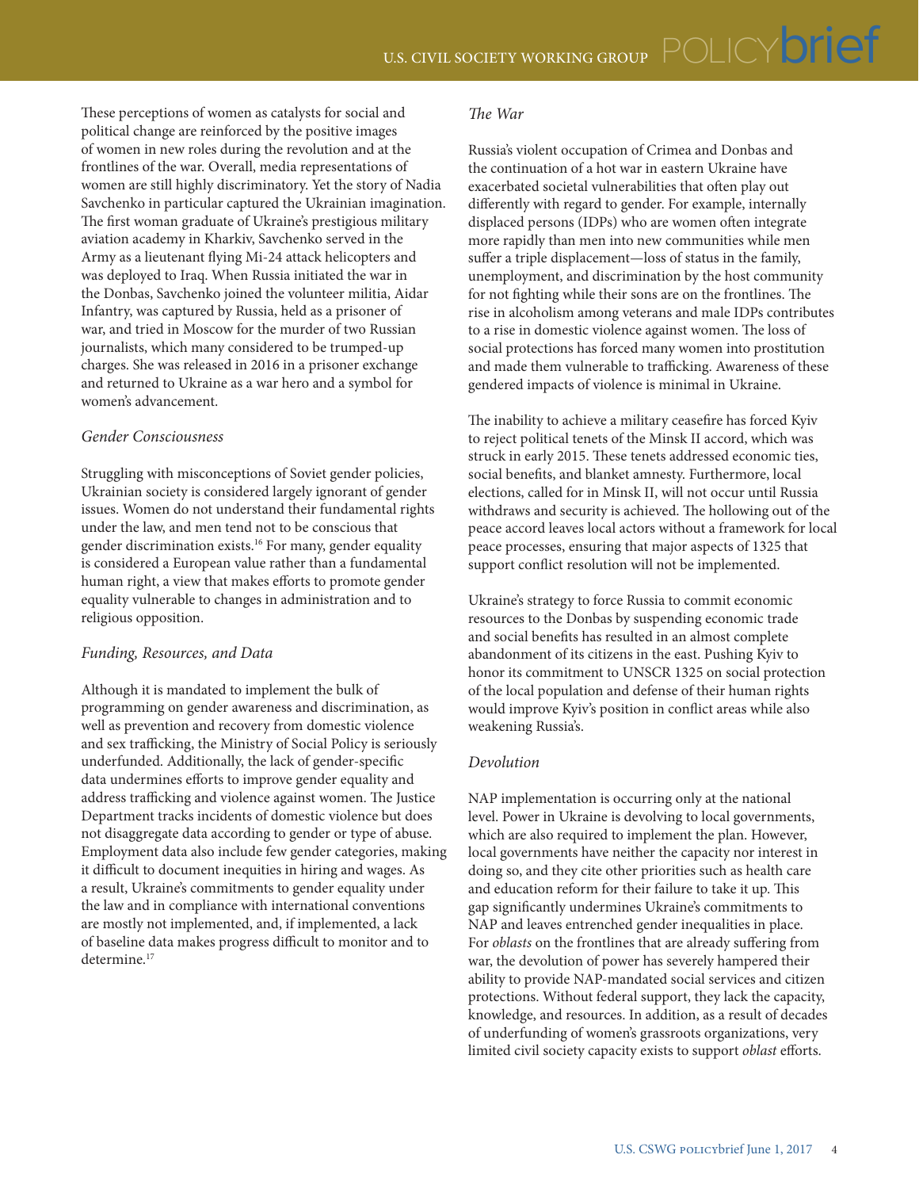These perceptions of women as catalysts for social and political change are reinforced by the positive images of women in new roles during the revolution and at the frontlines of the war. Overall, media representations of women are still highly discriminatory. Yet the story of Nadia Savchenko in particular captured the Ukrainian imagination. The first woman graduate of Ukraine's prestigious military aviation academy in Kharkiv, Savchenko served in the Army as a lieutenant flying Mi-24 attack helicopters and was deployed to Iraq. When Russia initiated the war in the Donbas, Savchenko joined the volunteer militia, Aidar Infantry, was captured by Russia, held as a prisoner of war, and tried in Moscow for the murder of two Russian journalists, which many considered to be trumped-up charges. She was released in 2016 in a prisoner exchange and returned to Ukraine as a war hero and a symbol for women's advancement.

### *Gender Consciousness*

Struggling with misconceptions of Soviet gender policies, Ukrainian society is considered largely ignorant of gender issues. Women do not understand their fundamental rights under the law, and men tend not to be conscious that gender discrimination exists.[16] For many, gender equality is considered a European value rather than a fundamental human right, a view that makes efforts to promote gender equality vulnerable to changes in administration and to religious opposition.

### *Funding, Resources, and Data*

Although it is mandated to implement the bulk of programming on gender awareness and discrimination, as well as prevention and recovery from domestic violence and sex trafficking, the Ministry of Social Policy is seriously underfunded. Additionally, the lack of gender-specific data undermines efforts to improve gender equality and address trafficking and violence against women. The Justice Department tracks incidents of domestic violence but does not disaggregate data according to gender or type of abuse. Employment data also include few gender categories, making it difficult to document inequities in hiring and wages. As a result, Ukraine's commitments to gender equality under the law and in compliance with international conventions are mostly not implemented, and, if implemented, a lack of baseline data makes progress difficult to monitor and to determine.[17]

### *The War*

Russia's violent occupation of Crimea and Donbas and the continuation of a hot war in eastern Ukraine have exacerbated societal vulnerabilities that often play out differently with regard to gender. For example, internally displaced persons (IDPs) who are women often integrate more rapidly than men into new communities while men suffer a triple displacement—loss of status in the family, unemployment, and discrimination by the host community for not fighting while their sons are on the frontlines. The rise in alcoholism among veterans and male IDPs contributes to a rise in domestic violence against women. The loss of social protections has forced many women into prostitution and made them vulnerable to trafficking. Awareness of these gendered impacts of violence is minimal in Ukraine.

The inability to achieve a military ceasefire has forced Kyiv to reject political tenets of the Minsk II accord, which was struck in early 2015. These tenets addressed economic ties, social benefits, and blanket amnesty. Furthermore, local elections, called for in Minsk II, will not occur until Russia withdraws and security is achieved. The hollowing out of the peace accord leaves local actors without a framework for local peace processes, ensuring that major aspects of 1325 that support conflict resolution will not be implemented.

Ukraine's strategy to force Russia to commit economic resources to the Donbas by suspending economic trade and social benefits has resulted in an almost complete abandonment of its citizens in the east. Pushing Kyiv to honor its commitment to UNSCR 1325 on social protection of the local population and defense of their human rights would improve Kyiv's position in conflict areas while also weakening Russia's.

### *Devolution*

NAP implementation is occurring only at the national level. Power in Ukraine is devolving to local governments, which are also required to implement the plan. However, local governments have neither the capacity nor interest in doing so, and they cite other priorities such as health care and education reform for their failure to take it up. This gap significantly undermines Ukraine's commitments to NAP and leaves entrenched gender inequalities in place. For *oblasts* on the frontlines that are already suffering from war, the devolution of power has severely hampered their ability to provide NAP-mandated social services and citizen protections. Without federal support, they lack the capacity, knowledge, and resources. In addition, as a result of decades of underfunding of women's grassroots organizations, very limited civil society capacity exists to support *oblast* efforts.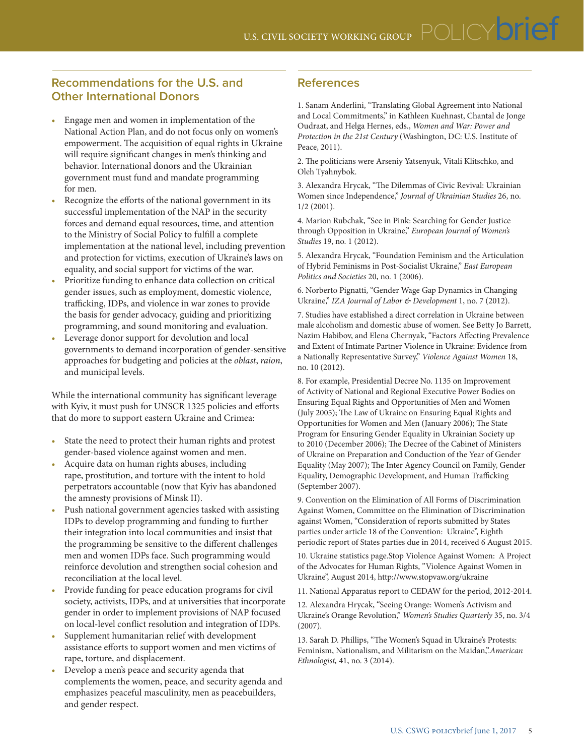## Recommendations for the U.S. and Other International Donors

- Engage men and women in implementation of the National Action Plan, and do not focus only on women's empowerment. The acquisition of equal rights in Ukraine will require significant changes in men's thinking and behavior. International donors and the Ukrainian government must fund and mandate programming for men.
- Recognize the efforts of the national government in its successful implementation of the NAP in the security forces and demand equal resources, time, and attention to the Ministry of Social Policy to fulfill a complete implementation at the national level, including prevention and protection for victims, execution of Ukraine's laws on equality, and social support for victims of the war.
- Prioritize funding to enhance data collection on critical gender issues, such as employment, domestic violence, trafficking, IDPs, and violence in war zones to provide the basis for gender advocacy, guiding and prioritizing programming, and sound monitoring and evaluation.
- Leverage donor support for devolution and local governments to demand incorporation of gender-sensitive approaches for budgeting and policies at the *oblast*, *raion*, and municipal levels.

While the international community has significant leverage with Kyiv, it must push for UNSCR 1325 policies and efforts that do more to support eastern Ukraine and Crimea:

- State the need to protect their human rights and protest gender-based violence against women and men.
- Acquire data on human rights abuses, including rape, prostitution, and torture with the intent to hold perpetrators accountable (now that Kyiv has abandoned the amnesty provisions of Minsk II).
- Push national government agencies tasked with assisting IDPs to develop programming and funding to further their integration into local communities and insist that the programming be sensitive to the different challenges men and women IDPs face. Such programming would reinforce devolution and strengthen social cohesion and reconciliation at the local level.
- Provide funding for peace education programs for civil society, activists, IDPs, and at universities that incorporate gender in order to implement provisions of NAP focused on local-level conflict resolution and integration of IDPs.
- Supplement humanitarian relief with development assistance efforts to support women and men victims of rape, torture, and displacement.
- Develop a men's peace and security agenda that complements the women, peace, and security agenda and emphasizes peaceful masculinity, men as peacebuilders, and gender respect.

## References

1. Sanam Anderlini, "Translating Global Agreement into National and Local Commitments," in Kathleen Kuehnast, Chantal de Jonge Oudraat, and Helga Hernes, eds., *Women and War: Power and Protection in the 21st Century* (Washington, DC: U.S. Institute of Peace, 2011).

2. The politicians were Arseniy Yatsenyuk, Vitali Klitschko, and Oleh Tyahnybok.

3. Alexandra Hrycak, "The Dilemmas of Civic Revival: Ukrainian Women since Independence," *Journal of Ukrainian Studies* 26, no. 1/2 (2001).

4. Marion Rubchak, "See in Pink: Searching for Gender Justice through Opposition in Ukraine," *European Journal of Women's Studies* 19, no. 1 (2012).

5. Alexandra Hrycak, "Foundation Feminism and the Articulation of Hybrid Feminisms in Post-Socialist Ukraine," *East European Politics and Societies* 20, no. 1 (2006).

6. Norberto Pignatti, "Gender Wage Gap Dynamics in Changing Ukraine," *IZA Journal of Labor & Development* 1, no. 7 (2012).

7. Studies have established a direct correlation in Ukraine between male alcoholism and domestic abuse of women. See Betty Jo Barrett, Nazim Habibov, and Elena Chernyak, "Factors Affecting Prevalence and Extent of Intimate Partner Violence in Ukraine: Evidence from a Nationally Representative Survey," *Violence Against Women* 18, no. 10 (2012).

8. For example, Presidential Decree No. 1135 on Improvement of Activity of National and Regional Executive Power Bodies on Ensuring Equal Rights and Opportunities of Men and Women (July 2005); The Law of Ukraine on Ensuring Equal Rights and Opportunities for Women and Men (January 2006); The State Program for Ensuring Gender Equality in Ukrainian Society up to 2010 (December 2006); The Decree of the Cabinet of Ministers of Ukraine on Preparation and Conduction of the Year of Gender Equality (May 2007); The Inter Agency Council on Family, Gender Equality, Demographic Development, and Human Trafficking (September 2007).

9. Convention on the Elimination of All Forms of Discrimination Against Women, Committee on the Elimination of Discrimination against Women, "Consideration of reports submitted by States parties under article 18 of the Convention: Ukraine", Eighth periodic report of States parties due in 2014, received 6 August 2015.

10. Ukraine statistics page.Stop Violence Against Women: A Project of the Advocates for Human Rights, "Violence Against Women in Ukraine", August 2014, http://www.stopvaw.org/ukraine

11. National Apparatus report to CEDAW for the period, 2012-2014.

12. Alexandra Hrycak, "Seeing Orange: Women's Activism and Ukraine's Orange Revolution," *Women's Studies Quarterly* 35, no. 3/4 (2007).

13. Sarah D. Phillips, "The Women's Squad in Ukraine's Protests: Feminism, Nationalism, and Militarism on the Maidan,".*American Ethnologist,* 41, no. 3 (2014).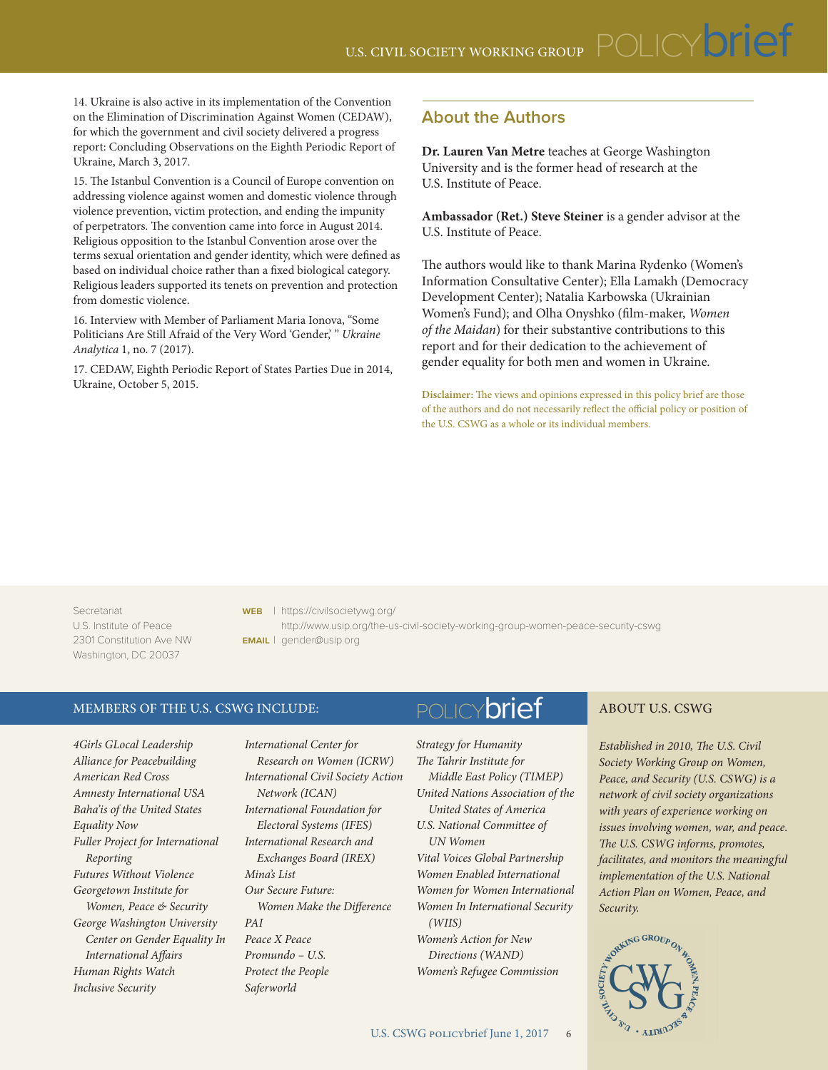14. Ukraine is also active in its implementation of the Convention on the Elimination of Discrimination Against Women (CEDAW), for which the government and civil society delivered a progress report: Concluding Observations on the Eighth Periodic Report of Ukraine, March 3, 2017.

15. The Istanbul Convention is a Council of Europe convention on addressing violence against women and domestic violence through violence prevention, victim protection, and ending the impunity of perpetrators. The convention came into force in August 2014. Religious opposition to the Istanbul Convention arose over the terms sexual orientation and gender identity, which were defined as based on individual choice rather than a fixed biological category. Religious leaders supported its tenets on prevention and protection from domestic violence.

16. Interview with Member of Parliament Maria Ionova, "Some Politicians Are Still Afraid of the Very Word 'Gender,' " *Ukraine Analytica* 1, no. 7 (2017).

17. CEDAW, Eighth Periodic Report of States Parties Due in 2014, Ukraine, October 5, 2015.

## About the Authors

**Dr. Lauren Van Metre** teaches at George Washington University and is the former head of research at the U.S. Institute of Peace.

**Ambassador (Ret.) Steve Steiner** is a gender advisor at the U.S. Institute of Peace.

The authors would like to thank Marina Rydenko (Women's Information Consultative Center); Ella Lamakh (Democracy Development Center); Natalia Karbowska (Ukrainian Women's Fund); and Olha Onyshko (film-maker, *Women of the Maidan*) for their substantive contributions to this report and for their dedication to the achievement of gender equality for both men and women in Ukraine.

**Disclaimer:** The views and opinions expressed in this policy brief are those of the authors and do not necessarily reflect the official policy or position of the U.S. CSWG as a whole or its individual members.

Secretariat
U.S. Institute of Peace
2301 Constitution Ave NW
Washington, DC 20037

**WEB** | https://civilsocietywg.org/
http://www.usip.org/the-us-civil-society-working-group-women-peace-security-cswg
**EMAIL** | gender@usip.org

## MEMBERS OF THE U.S. CSWG INCLUDE:

*4Girls GLocal Leadership*
*Alliance for Peacebuilding*
*American Red Cross*
*Amnesty International USA*
*Baha'is of the United States*
*Equality Now*
*Fuller Project for International Reporting*
*Futures Without Violence*
*Georgetown Institute for Women, Peace & Security*
*George Washington University Center on Gender Equality In International Affairs*
*Human Rights Watch*
*Inclusive Security*
*International Center for Research on Women (ICRW)*
*International Civil Society Action Network (ICAN)*
*International Foundation for Electoral Systems (IFES)*
*International Research and Exchanges Board (IREX)*
*Mina's List*
*Our Secure Future: Women Make the Difference*
*PAI*
*Peace X Peace*
*Promundo – U.S.*
*Protect the People*
*Saferworld*
*Strategy for Humanity*
*The Tahrir Institute for Middle East Policy (TIMEP)*
*United Nations Association of the United States of America*
*U.S. National Committee of UN Women*
*Vital Voices Global Partnership*
*Women Enabled International*
*Women for Women International*
*Women In International Security (WIIS)*
*Women's Action for New Directions (WAND)*
*Women's Refugee Commission*

## ABOUT U.S. CSWG

*Established in 2010, The U.S. Civil Society Working Group on Women, Peace, and Security (U.S. CSWG) is a network of civil society organizations with years of experience working on issues involving women, war, and peace. The U.S. CSWG informs, promotes, facilitates, and monitors the meaningful implementation of the U.S. National Action Plan on Women, Peace, and Security.*